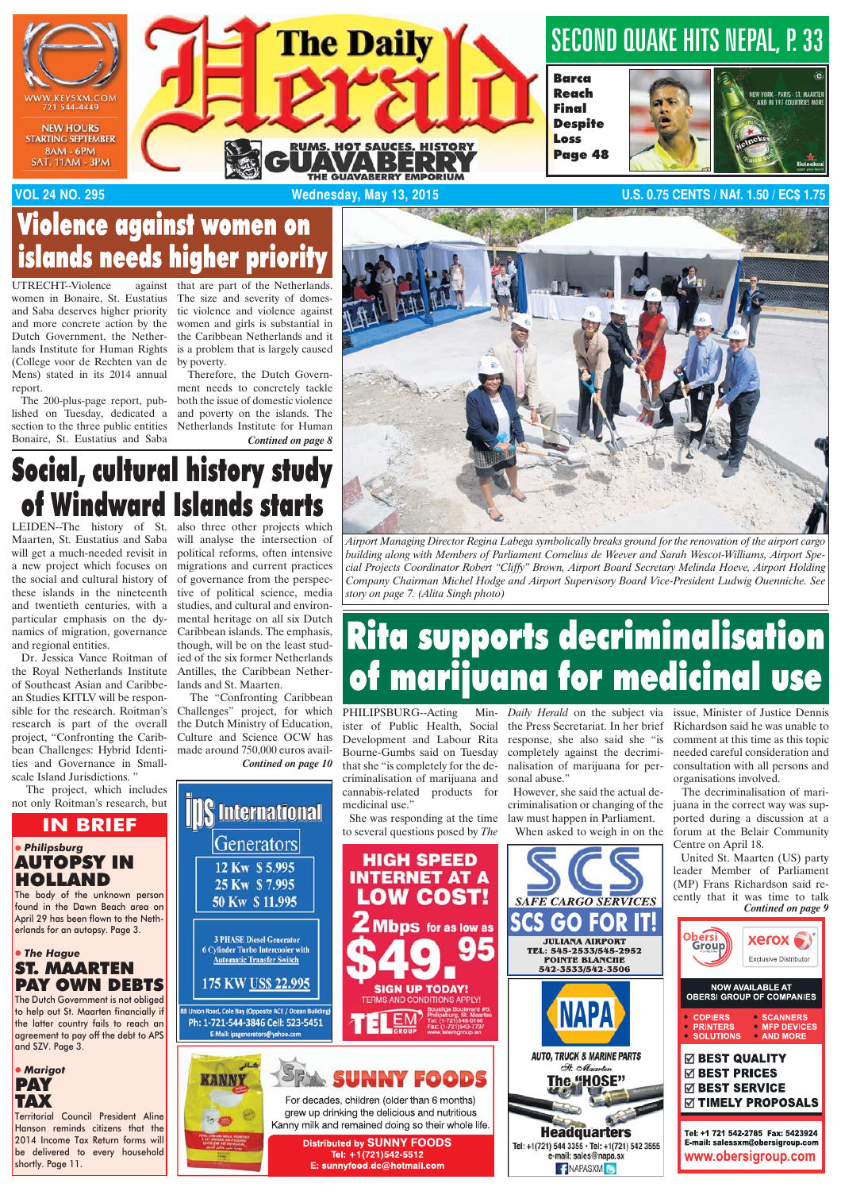# The Daily Herald

VOL 24 NO. 295 — Wednesday, May 13, 2015 — U.S. 0.75 CENTS / NAf. 1.50 / EC$ 1.75

SECOND QUAKE HITS NEPAL, P. 33

Barca Reach Final Despite Loss Page 48

## Violence against women on islands needs higher priority

UTRECHT--Violence against women in Bonaire, St. Eustatius and Saba deserves higher priority and more concrete action by the Dutch Government, the Netherlands Institute for Human Rights (College voor de Rechten van de Mens) stated in its 2014 annual report.

The 200-plus-page report, published on Tuesday, dedicated a section to the three public entities Bonaire, St. Eustatius and Saba that are part of the Netherlands. The size and severity of domestic violence and violence against women and girls is substantial in the Caribbean Netherlands and it is a problem that is largely caused by poverty.

Therefore, the Dutch Government needs to concretely tackle both the issue of domestic violence and poverty on the islands. The Netherlands Institute for Human

*Contined on page 8*

## Social, cultural history study of Windward Islands starts

LEIDEN--The history of St. Maarten, St. Eustatius and Saba will get a much-needed revisit in a new project which focuses on the social and cultural history of these islands in the nineteenth and twentieth centuries, with a particular emphasis on the dynamics of migration, governance and regional entities.

Dr. Jessica Vance Roitman of the Royal Netherlands Institute of Southeast Asian and Caribbean Studies KITLV will be responsible for the research. Roitman's research is part of the overall project, "Confronting the Caribbean Challenges: Hybrid Identities and Governance in Small-scale Island Jurisdictions."

The project, which includes not only Roitman's research, but also three other projects which will analyse the intersection of political reforms, often intensive migrations and current practices of governance from the perspective of political science, media studies, and cultural and environmental heritage on all six Dutch Caribbean islands. The emphasis, though, will be on the least studied of the six former Netherlands Antilles, the Caribbean Netherlands and St. Maarten.

The "Confronting Caribbean Challenges" project, for which the Dutch Ministry of Education, Culture and Science OCW has made around 750,000 euros available.

*Contined on page 10*

*Airport Managing Director Regina Labega symbolically breaks ground for the renovation of the airport cargo building along with Members of Parliament Cornelius de Weever and Sarah Wescot-Williams, Airport Special Projects Coordinator Robert "Cliffy" Brown, Airport Board Secretary Melinda Hoeve, Airport Holding Company Chairman Michel Hodge and Airport Supervisory Board Vice-President Ludwig Ouenniche. See story on page 7. (Alita Singh photo)*

## Rita supports decriminalisation of marijuana for medicinal use

PHILIPSBURG--Acting Minister of Public Health, Social Development and Labour Rita Bourne-Gumbs said on Tuesday that she "is completely for the decriminalisation of marijuana and cannabis-related products for medicinal use."

She was responding at the time to several questions posed by *The Daily Herald* on the subject via the Press Secretariat. In her brief response, she also said she "is completely against the decriminalisation of marijuana for personal abuse."

However, she said the actual decriminalisation or changing of the law must happen in Parliament.

When asked to weigh in on the issue, Minister of Justice Dennis Richardson said he was unable to comment at this time as this topic needed careful consideration and consultation with all persons and organisations involved.

The decriminalisation of marijuana in the correct way was supported during a discussion at a forum at the Belair Community Centre on April 18.

United St. Maarten (US) party leader Member of Parliament (MP) Frans Richardson said recently that it was time to talk

*Contined on page 9*

## IN BRIEF

**• Philipsburg**

### AUTOPSY IN HOLLAND

The body of the unknown person found in the Dawn Beach area on April 29 has been flown to the Netherlands for an autopsy. Page 3.

**• The Hague**

### ST. MAARTEN PAY OWN DEBTS

The Dutch Government is not obliged to help out St. Maarten financially if the latter country fails to reach an agreement to pay off the debt to APS and SZV. Page 3.

**• Marigot**

### PAY TAX

Territorial Council President Aline Hanson reminds citizens that the 2014 Income Tax Return forms will be delivered to every household shortly. Page 11.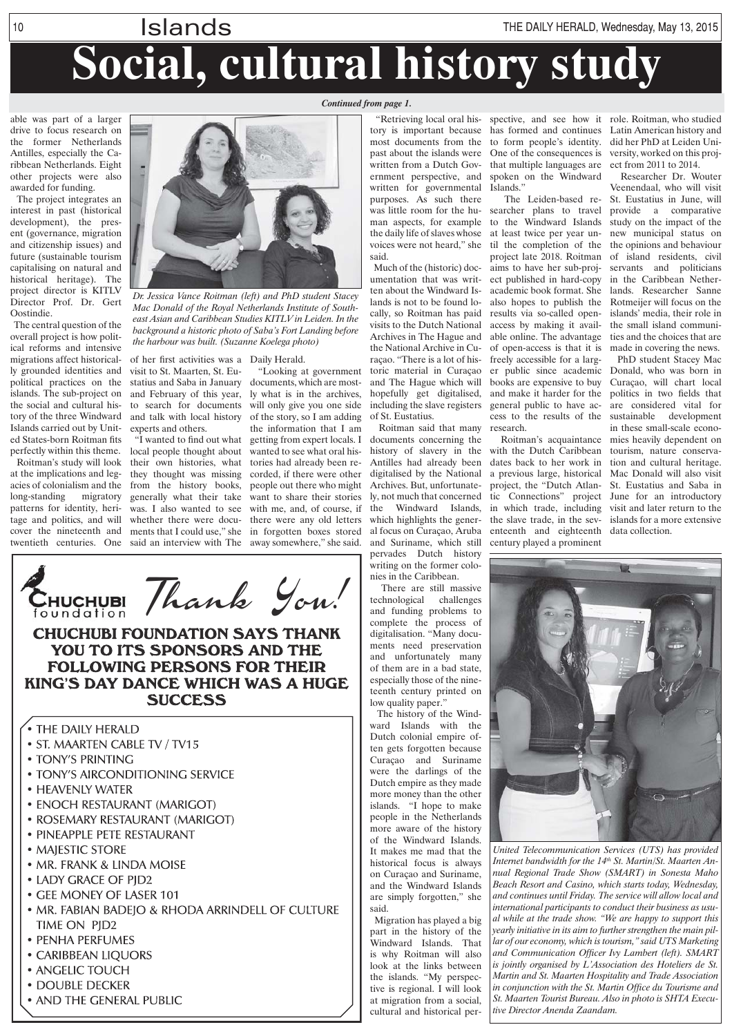# Social, cultural history study

*Continued from page 1.*

able was part of a larger drive to focus research on the former Netherlands Antilles, especially the Caribbean Netherlands. Eight other projects were also awarded for funding.

The project integrates an interest in past (historical development), the present (governance, migration and citizenship issues) and future (sustainable tourism capitalising on natural and historical heritage). The project director is KITLV Director Prof. Dr. Gert Oostindie.

The central question of the overall project is how political reforms and intensive migrations affect historically grounded identities and political practices on the islands. The sub-project on the social and cultural history of the three Windward Islands carried out by United States-born Roitman fits perfectly within this theme.

Roitman's study will look at the implications and legacies of colonialism and the long-standing migratory patterns for identity, heritage and politics, and will cover the nineteenth and twentieth centuries. One of her first activities was a visit to St. Maarten, St. Eustatius and Saba in January and February of this year, to search for documents and talk with local history experts and others.

*Dr. Jessica Vance Roitman (left) and PhD student Stacey Mac Donald of the Royal Netherlands Institute of Southeast Asian and Caribbean Studies KITLV in Leiden. In the background a historic photo of Saba's Fort Landing before the harbour was built. (Suzanne Koelega photo)*

"I wanted to find out what local people thought about their own histories, what they thought was missing from the history books, generally what their take was. I also wanted to see whether there were documents that I could use," she said an interview with The Daily Herald.

"Looking at government documents, which are mostly what is in the archives, will only give you one side of the story, so I am adding the information that I am getting from expert locals. I wanted to see what oral histories had already been recorded, if there were other people out there who might want to share their stories with me, and, of course, if there were any old letters in forgotten boxes stored away somewhere," she said.

"Retrieving local oral history is important because most documents from the past about the islands were written from a Dutch Government perspective, and written for governmental purposes. As such there was little room for the human aspects, for example the daily life of slaves whose voices were not heard," she said.

Much of the (historic) documentation that was written about the Windward Islands is not to be found locally, so Roitman has paid visits to the Dutch National Archives in The Hague and the National Archive in Curaçao. "There is a lot of historic material in Curaçao and The Hague which will hopefully get digitalised, including the slave registers of St. Eustatius.

Roitman said that many documents concerning the history of slavery in the Antilles had already been digitalised by the National Archives. But, unfortunately, not much that concerned the Windward Islands, which highlights the general focus on Curaçao, Aruba and Suriname, which still pervades Dutch history writing on the former colonies in the Caribbean.

There are still massive technological challenges and funding problems to complete the process of digitalisation. "Many documents need preservation and unfortunately many of them are in a bad state, especially those of the nineteenth century printed on low quality paper."

The history of the Windward Islands with the Dutch colonial empire often gets forgotten because Curaçao and Suriname were the darlings of the Dutch empire as they made more money than the other islands. "I hope to make people in the Netherlands more aware of the history of the Windward Islands. It makes me mad that the historical focus is always on Curaçao and Suriname, and the Windward Islands are simply forgotten," she said.

Migration has played a big part in the history of the Windward Islands. That is why Roitman will also look at the links between the islands. "My perspective is regional. I will look at migration from a social, cultural and historical perspective, and see how it has formed and continues to form people's identity. One of the consequences is that multiple languages are spoken on the Windward Islands."

The Leiden-based researcher plans to travel to the Windward Islands at least twice per year until the completion of the project late 2018. Roitman aims to have her sub-project published in hard-copy academic book format. She also hopes to publish the results via so-called open-access by making it available online. The advantage of open-access is that it is freely accessible for a larger public since academic books are expensive to buy and make it harder for the general public to have access to the results of the research.

Roitman's acquaintance with the Dutch Caribbean dates back to her work in a previous large, historical project, the "Dutch Atlantic Connections" project in which trade, including the slave trade, in the seventeenth and eighteenth century played a prominent role. Roitman, who studied Latin American history and did her PhD at Leiden University, worked on this project from 2011 to 2014.

Researcher Dr. Wouter Veenendaal, who will visit St. Eustatius in June, will provide a comparative study on the impact of the new municipal status on the opinions and behaviour of island residents, civil servants and politicians in the Caribbean Netherlands. Researcher Sanne Rotmeijer will focus on the islands' media, their role in the small island communities and the choices that are made in covering the news.

PhD student Stacey Mac Donald, who was born in Curaçao, will chart local politics in two fields that are considered vital for sustainable development in these small-scale economies heavily dependent on tourism, nature conservation and cultural heritage. Mac Donald will also visit St. Eustatius and Saba in June for an introductory visit and later return to the islands for a more extensive data collection.

---

CHUCHUBI foundation

*Thank You!*

**CHUCHUBI FOUNDATION SAYS THANK YOU TO ITS SPONSORS AND THE FOLLOWING PERSONS FOR THEIR KING'S DAY DANCE WHICH WAS A HUGE SUCCESS**

- THE DAILY HERALD
- ST. MAARTEN CABLE TV / TV15
- TONY'S PRINTING
- TONY'S AIRCONDITIONING SERVICE
- HEAVENLY WATER
- ENOCH RESTAURANT (MARIGOT)
- ROSEMARY RESTAURANT (MARIGOT)
- PINEAPPLE PETE RESTAURANT
- MAJESTIC STORE
- MR. FRANK & LINDA MOISE
- LADY GRACE OF PJD2
- GEE MONEY OF LASER 101
- MR. FABIAN BADEJO & RHODA ARRINDELL OF CULTURE TIME ON PJD2
- PENHA PERFUMES
- CARIBBEAN LIQUORS
- ANGELIC TOUCH
- DOUBLE DECKER
- AND THE GENERAL PUBLIC

---

*United Telecommunication Services (UTS) has provided Internet bandwidth for the 14th St. Martin/St. Maarten Annual Regional Trade Show (SMART) in Sonesta Maho Beach Resort and Casino, which starts today, Wednesday, and continues until Friday. The service will allow local and international participants to conduct their business as usual while at the trade show. "We are happy to support this yearly initiative in its aim to further strengthen the main pillar of our economy, which is tourism," said UTS Marketing and Communication Officer Ivy Lambert (left). SMART is jointly organised by L'Association des Hoteliers de St. Martin and St. Maarten Hospitality and Trade Association in conjunction with the St. Martin Office du Tourisme and St. Maarten Tourist Bureau. Also in photo is SHTA Executive Director Anenda Zaandam.*